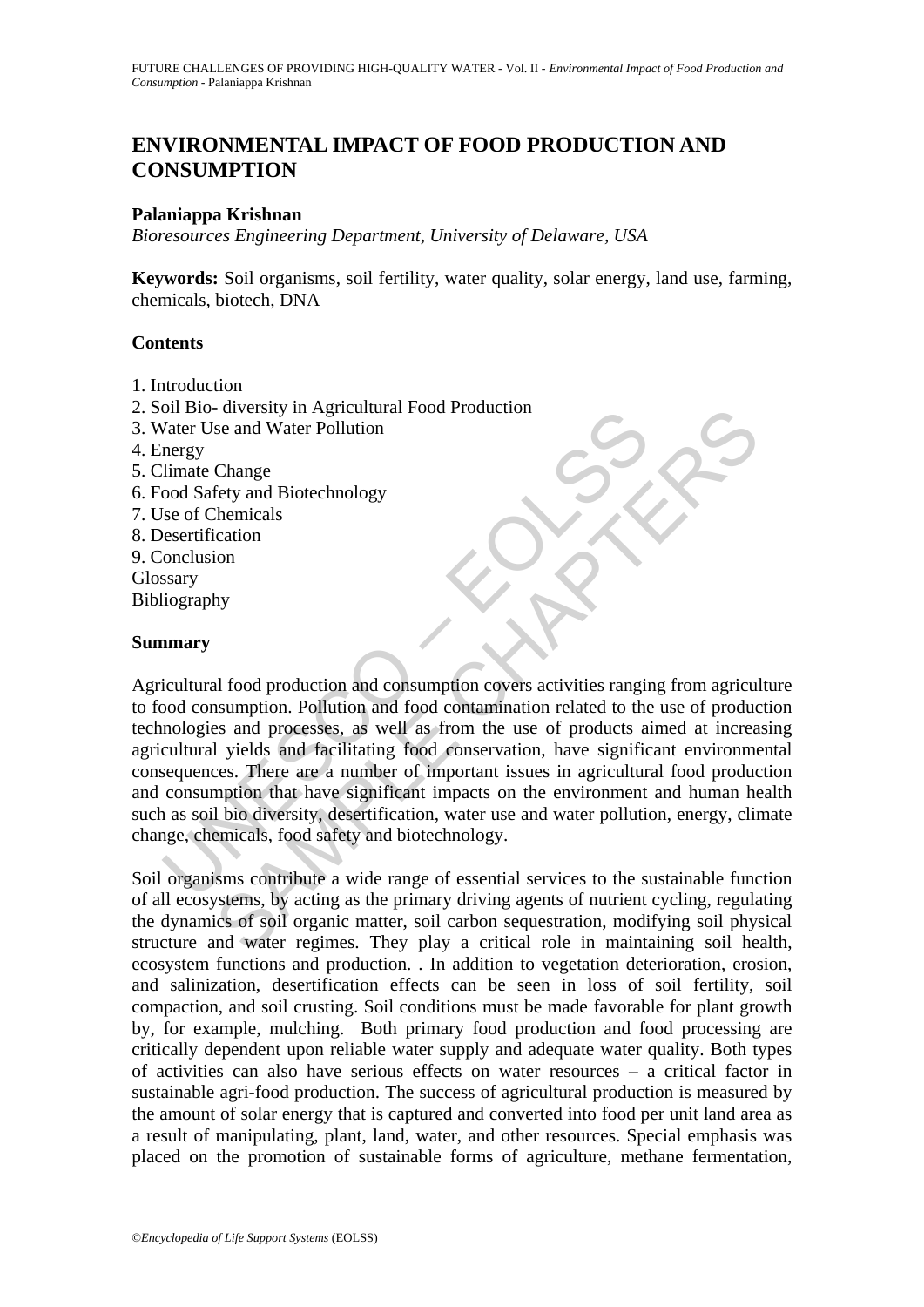# ENVIRONMENTAL IMPACT OF FOOD PRODUCTION AND CONSUMPTION

**Palaniappa Krishnan**

*Bioresources Engineering Department, University of Delaware, USA*

**Keywords:** Soil organisms, soil fertility, water quality, solar energy, land use, farming, chemicals, biotech, DNA

## Contents

1. Introduction
2. Soil Bio- diversity in Agricultural Food Production
3. Water Use and Water Pollution
4. Energy
5. Climate Change
6. Food Safety and Biotechnology
7. Use of Chemicals
8. Desertification
9. Conclusion

Glossary

Bibliography

## Summary

Agricultural food production and consumption covers activities ranging from agriculture to food consumption. Pollution and food contamination related to the use of production technologies and processes, as well as from the use of products aimed at increasing agricultural yields and facilitating food conservation, have significant environmental consequences. There are a number of important issues in agricultural food production and consumption that have significant impacts on the environment and human health such as soil bio diversity, desertification, water use and water pollution, energy, climate change, chemicals, food safety and biotechnology.

Soil organisms contribute a wide range of essential services to the sustainable function of all ecosystems, by acting as the primary driving agents of nutrient cycling, regulating the dynamics of soil organic matter, soil carbon sequestration, modifying soil physical structure and water regimes. They play a critical role in maintaining soil health, ecosystem functions and production. . In addition to vegetation deterioration, erosion, and salinization, desertification effects can be seen in loss of soil fertility, soil compaction, and soil crusting. Soil conditions must be made favorable for plant growth by, for example, mulching. Both primary food production and food processing are critically dependent upon reliable water supply and adequate water quality. Both types of activities can also have serious effects on water resources – a critical factor in sustainable agri-food production. The success of agricultural production is measured by the amount of solar energy that is captured and converted into food per unit land area as a result of manipulating, plant, land, water, and other resources. Special emphasis was placed on the promotion of sustainable forms of agriculture, methane fermentation,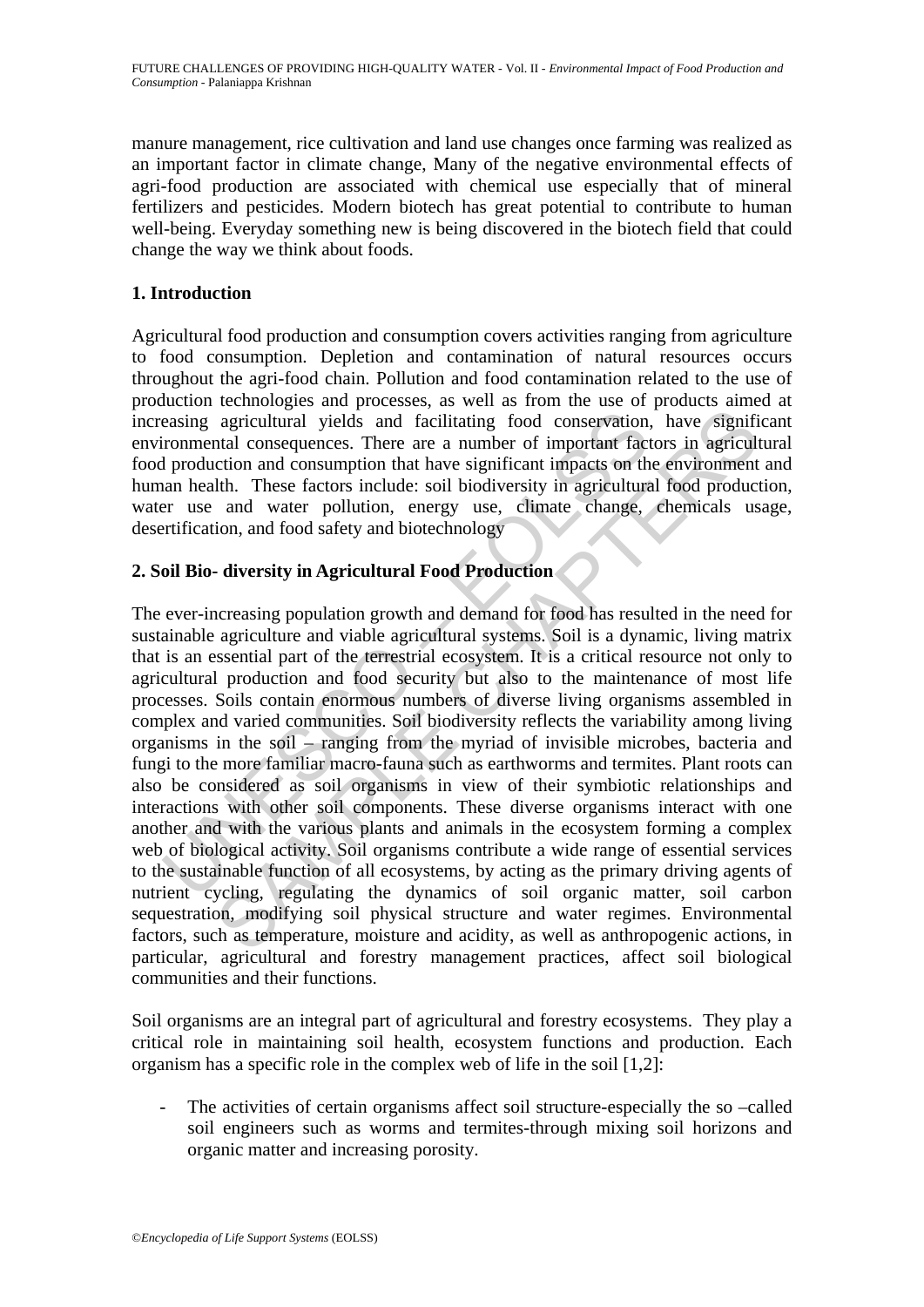manure management, rice cultivation and land use changes once farming was realized as an important factor in climate change, Many of the negative environmental effects of agri-food production are associated with chemical use especially that of mineral fertilizers and pesticides. Modern biotech has great potential to contribute to human well-being. Everyday something new is being discovered in the biotech field that could change the way we think about foods.

## 1. Introduction

Agricultural food production and consumption covers activities ranging from agriculture to food consumption. Depletion and contamination of natural resources occurs throughout the agri-food chain. Pollution and food contamination related to the use of production technologies and processes, as well as from the use of products aimed at increasing agricultural yields and facilitating food conservation, have significant environmental consequences. There are a number of important factors in agricultural food production and consumption that have significant impacts on the environment and human health. These factors include: soil biodiversity in agricultural food production, water use and water pollution, energy use, climate change, chemicals usage, desertification, and food safety and biotechnology

## 2. Soil Bio- diversity in Agricultural Food Production

The ever-increasing population growth and demand for food has resulted in the need for sustainable agriculture and viable agricultural systems. Soil is a dynamic, living matrix that is an essential part of the terrestrial ecosystem. It is a critical resource not only to agricultural production and food security but also to the maintenance of most life processes. Soils contain enormous numbers of diverse living organisms assembled in complex and varied communities. Soil biodiversity reflects the variability among living organisms in the soil – ranging from the myriad of invisible microbes, bacteria and fungi to the more familiar macro-fauna such as earthworms and termites. Plant roots can also be considered as soil organisms in view of their symbiotic relationships and interactions with other soil components. These diverse organisms interact with one another and with the various plants and animals in the ecosystem forming a complex web of biological activity. Soil organisms contribute a wide range of essential services to the sustainable function of all ecosystems, by acting as the primary driving agents of nutrient cycling, regulating the dynamics of soil organic matter, soil carbon sequestration, modifying soil physical structure and water regimes. Environmental factors, such as temperature, moisture and acidity, as well as anthropogenic actions, in particular, agricultural and forestry management practices, affect soil biological communities and their functions.

Soil organisms are an integral part of agricultural and forestry ecosystems. They play a critical role in maintaining soil health, ecosystem functions and production. Each organism has a specific role in the complex web of life in the soil [1,2]:

- The activities of certain organisms affect soil structure-especially the so –called soil engineers such as worms and termites-through mixing soil horizons and organic matter and increasing porosity.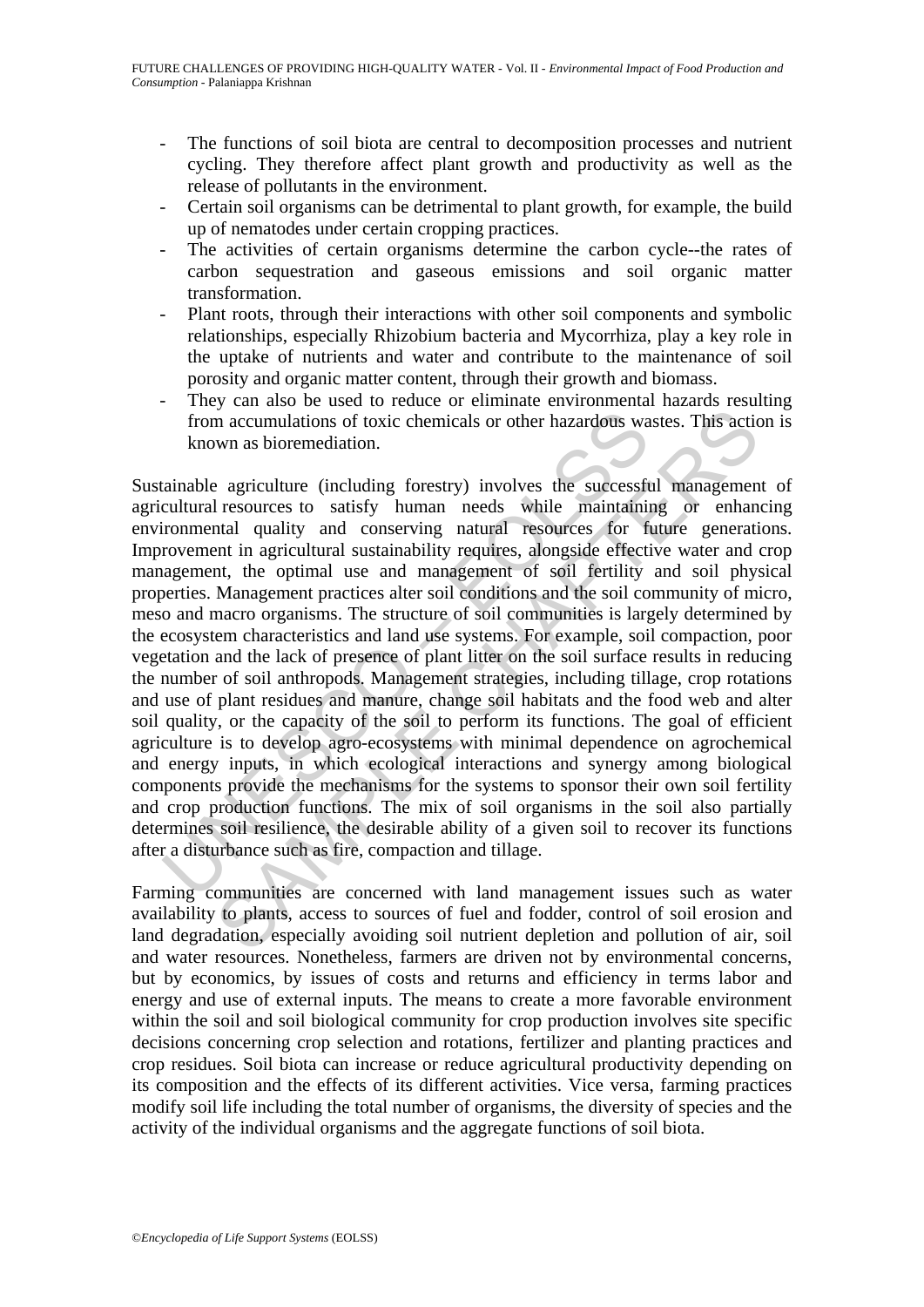- The functions of soil biota are central to decomposition processes and nutrient cycling. They therefore affect plant growth and productivity as well as the release of pollutants in the environment.
- Certain soil organisms can be detrimental to plant growth, for example, the build up of nematodes under certain cropping practices.
- The activities of certain organisms determine the carbon cycle--the rates of carbon sequestration and gaseous emissions and soil organic matter transformation.
- Plant roots, through their interactions with other soil components and symbolic relationships, especially Rhizobium bacteria and Mycorrhiza, play a key role in the uptake of nutrients and water and contribute to the maintenance of soil porosity and organic matter content, through their growth and biomass.
- They can also be used to reduce or eliminate environmental hazards resulting from accumulations of toxic chemicals or other hazardous wastes. This action is known as bioremediation.

Sustainable agriculture (including forestry) involves the successful management of agricultural resources to satisfy human needs while maintaining or enhancing environmental quality and conserving natural resources for future generations. Improvement in agricultural sustainability requires, alongside effective water and crop management, the optimal use and management of soil fertility and soil physical properties. Management practices alter soil conditions and the soil community of micro, meso and macro organisms. The structure of soil communities is largely determined by the ecosystem characteristics and land use systems. For example, soil compaction, poor vegetation and the lack of presence of plant litter on the soil surface results in reducing the number of soil anthropods. Management strategies, including tillage, crop rotations and use of plant residues and manure, change soil habitats and the food web and alter soil quality, or the capacity of the soil to perform its functions. The goal of efficient agriculture is to develop agro-ecosystems with minimal dependence on agrochemical and energy inputs, in which ecological interactions and synergy among biological components provide the mechanisms for the systems to sponsor their own soil fertility and crop production functions. The mix of soil organisms in the soil also partially determines soil resilience, the desirable ability of a given soil to recover its functions after a disturbance such as fire, compaction and tillage.

Farming communities are concerned with land management issues such as water availability to plants, access to sources of fuel and fodder, control of soil erosion and land degradation, especially avoiding soil nutrient depletion and pollution of air, soil and water resources. Nonetheless, farmers are driven not by environmental concerns, but by economics, by issues of costs and returns and efficiency in terms labor and energy and use of external inputs. The means to create a more favorable environment within the soil and soil biological community for crop production involves site specific decisions concerning crop selection and rotations, fertilizer and planting practices and crop residues. Soil biota can increase or reduce agricultural productivity depending on its composition and the effects of its different activities. Vice versa, farming practices modify soil life including the total number of organisms, the diversity of species and the activity of the individual organisms and the aggregate functions of soil biota.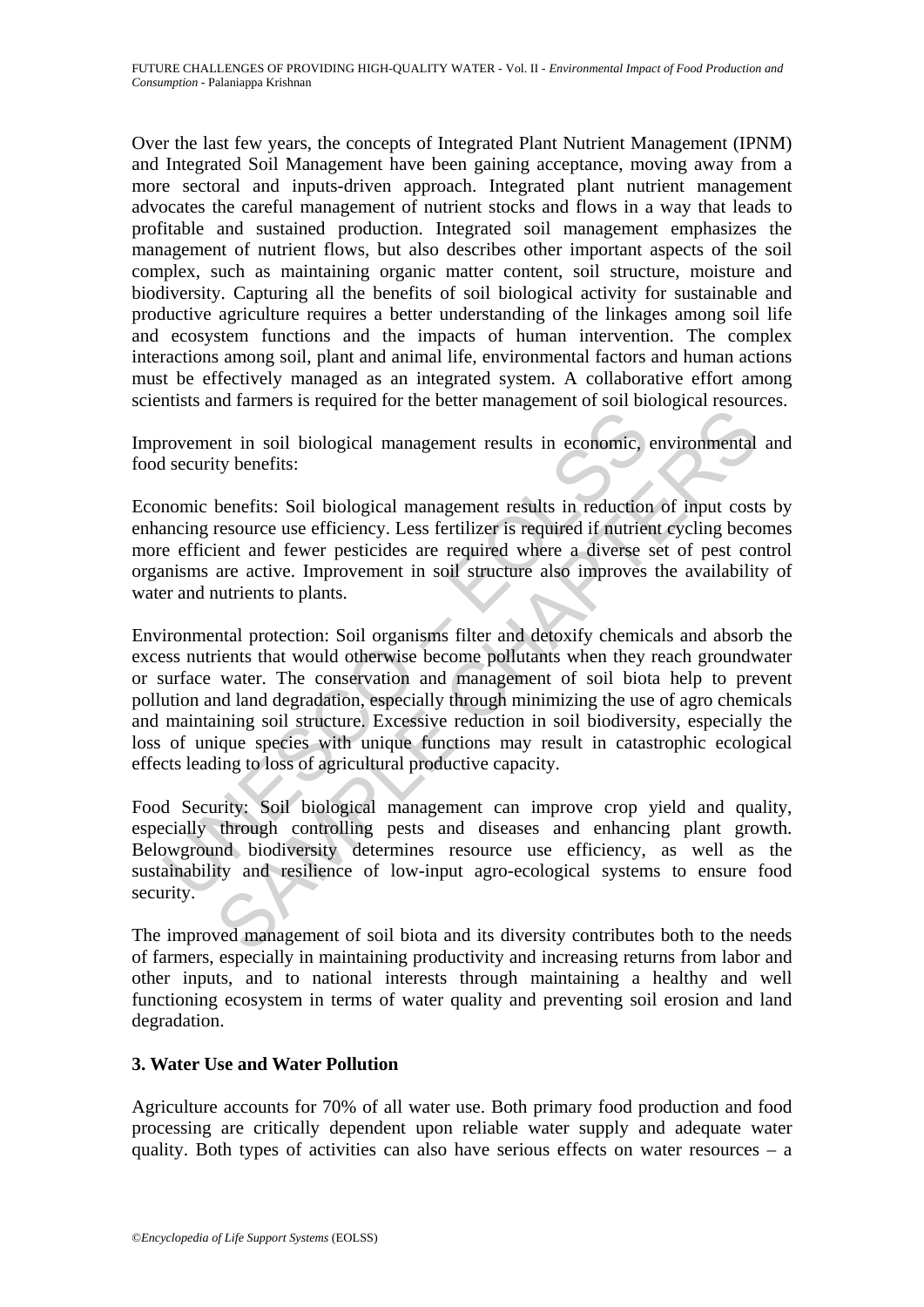Over the last few years, the concepts of Integrated Plant Nutrient Management (IPNM) and Integrated Soil Management have been gaining acceptance, moving away from a more sectoral and inputs-driven approach. Integrated plant nutrient management advocates the careful management of nutrient stocks and flows in a way that leads to profitable and sustained production. Integrated soil management emphasizes the management of nutrient flows, but also describes other important aspects of the soil complex, such as maintaining organic matter content, soil structure, moisture and biodiversity. Capturing all the benefits of soil biological activity for sustainable and productive agriculture requires a better understanding of the linkages among soil life and ecosystem functions and the impacts of human intervention. The complex interactions among soil, plant and animal life, environmental factors and human actions must be effectively managed as an integrated system. A collaborative effort among scientists and farmers is required for the better management of soil biological resources.

Improvement in soil biological management results in economic, environmental and food security benefits:

Economic benefits: Soil biological management results in reduction of input costs by enhancing resource use efficiency. Less fertilizer is required if nutrient cycling becomes more efficient and fewer pesticides are required where a diverse set of pest control organisms are active. Improvement in soil structure also improves the availability of water and nutrients to plants.

Environmental protection: Soil organisms filter and detoxify chemicals and absorb the excess nutrients that would otherwise become pollutants when they reach groundwater or surface water. The conservation and management of soil biota help to prevent pollution and land degradation, especially through minimizing the use of agro chemicals and maintaining soil structure. Excessive reduction in soil biodiversity, especially the loss of unique species with unique functions may result in catastrophic ecological effects leading to loss of agricultural productive capacity.

Food Security: Soil biological management can improve crop yield and quality, especially through controlling pests and diseases and enhancing plant growth. Belowground biodiversity determines resource use efficiency, as well as the sustainability and resilience of low-input agro-ecological systems to ensure food security.

The improved management of soil biota and its diversity contributes both to the needs of farmers, especially in maintaining productivity and increasing returns from labor and other inputs, and to national interests through maintaining a healthy and well functioning ecosystem in terms of water quality and preventing soil erosion and land degradation.

## 3. Water Use and Water Pollution

Agriculture accounts for 70% of all water use. Both primary food production and food processing are critically dependent upon reliable water supply and adequate water quality. Both types of activities can also have serious effects on water resources – a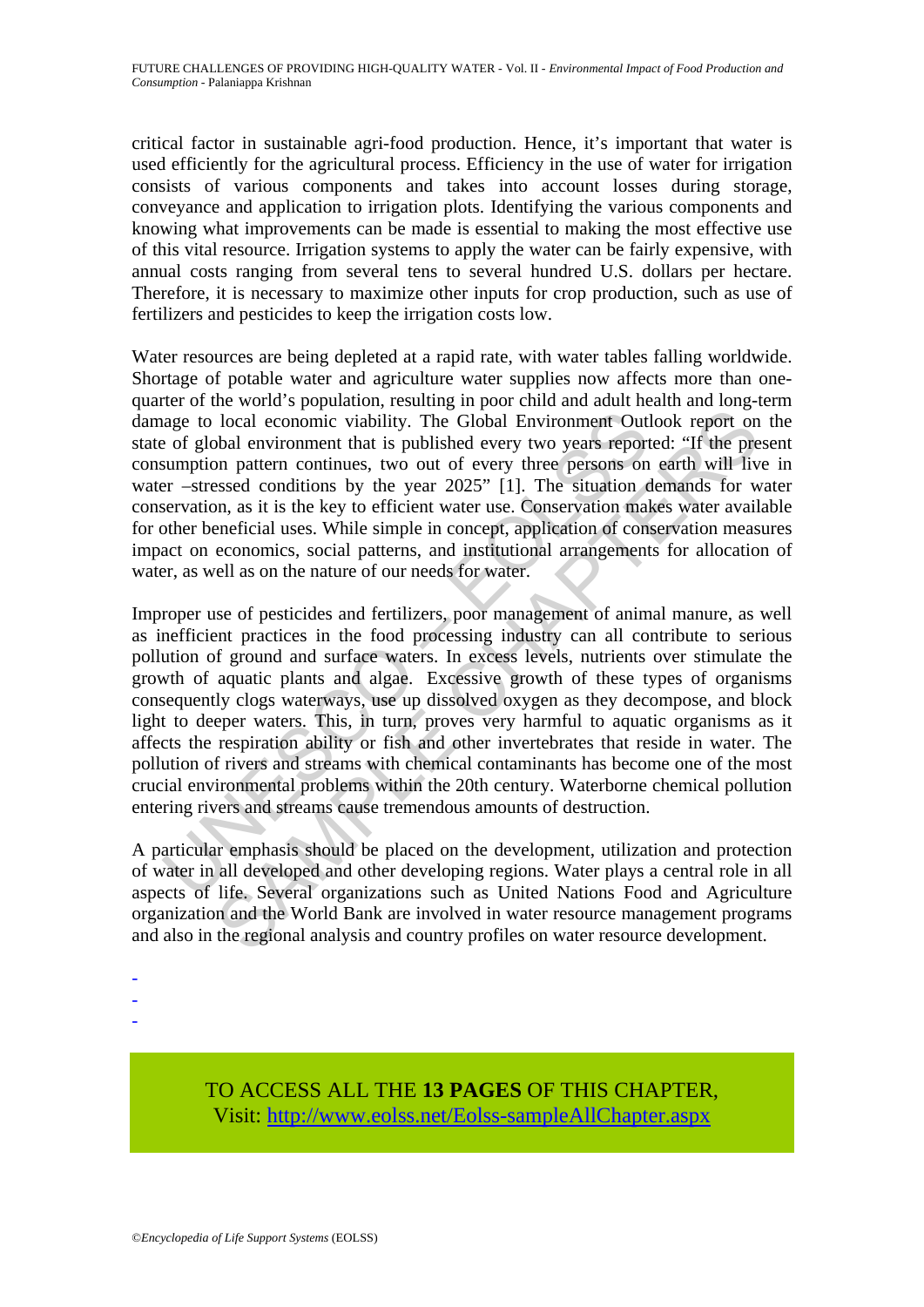critical factor in sustainable agri-food production. Hence, it's important that water is used efficiently for the agricultural process. Efficiency in the use of water for irrigation consists of various components and takes into account losses during storage, conveyance and application to irrigation plots. Identifying the various components and knowing what improvements can be made is essential to making the most effective use of this vital resource. Irrigation systems to apply the water can be fairly expensive, with annual costs ranging from several tens to several hundred U.S. dollars per hectare. Therefore, it is necessary to maximize other inputs for crop production, such as use of fertilizers and pesticides to keep the irrigation costs low.

Water resources are being depleted at a rapid rate, with water tables falling worldwide. Shortage of potable water and agriculture water supplies now affects more than one-quarter of the world's population, resulting in poor child and adult health and long-term damage to local economic viability. The Global Environment Outlook report on the state of global environment that is published every two years reported: "If the present consumption pattern continues, two out of every three persons on earth will live in water –stressed conditions by the year 2025" [1]. The situation demands for water conservation, as it is the key to efficient water use. Conservation makes water available for other beneficial uses. While simple in concept, application of conservation measures impact on economics, social patterns, and institutional arrangements for allocation of water, as well as on the nature of our needs for water.

Improper use of pesticides and fertilizers, poor management of animal manure, as well as inefficient practices in the food processing industry can all contribute to serious pollution of ground and surface waters. In excess levels, nutrients over stimulate the growth of aquatic plants and algae. Excessive growth of these types of organisms consequently clogs waterways, use up dissolved oxygen as they decompose, and block light to deeper waters. This, in turn, proves very harmful to aquatic organisms as it affects the respiration ability or fish and other invertebrates that reside in water. The pollution of rivers and streams with chemical contaminants has become one of the most crucial environmental problems within the 20th century. Waterborne chemical pollution entering rivers and streams cause tremendous amounts of destruction.

A particular emphasis should be placed on the development, utilization and protection of water in all developed and other developing regions. Water plays a central role in all aspects of life. Several organizations such as United Nations Food and Agriculture organization and the World Bank are involved in water resource management programs and also in the regional analysis and country profiles on water resource development.

-
-
-

TO ACCESS ALL THE **13 PAGES** OF THIS CHAPTER,
Visit: http://www.eolss.net/Eolss-sampleAllChapter.aspx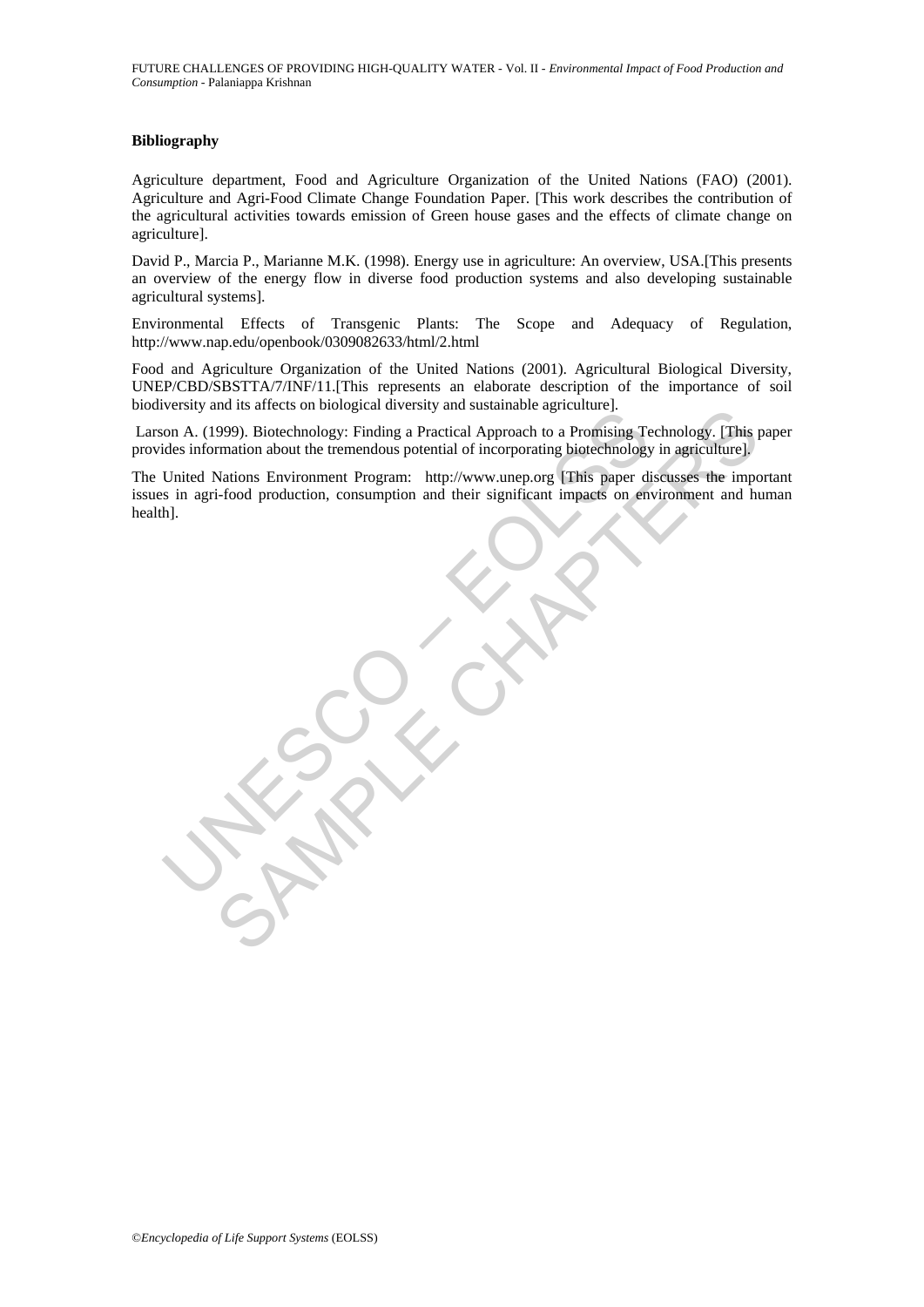**Bibliography**

Agriculture department, Food and Agriculture Organization of the United Nations (FAO) (2001). Agriculture and Agri-Food Climate Change Foundation Paper. [This work describes the contribution of the agricultural activities towards emission of Green house gases and the effects of climate change on agriculture].

David P., Marcia P., Marianne M.K. (1998). Energy use in agriculture: An overview, USA.[This presents an overview of the energy flow in diverse food production systems and also developing sustainable agricultural systems].

Environmental Effects of Transgenic Plants: The Scope and Adequacy of Regulation, http://www.nap.edu/openbook/0309082633/html/2.html

Food and Agriculture Organization of the United Nations (2001). Agricultural Biological Diversity, UNEP/CBD/SBSTTA/7/INF/11.[This represents an elaborate description of the importance of soil biodiversity and its affects on biological diversity and sustainable agriculture].

Larson A. (1999). Biotechnology: Finding a Practical Approach to a Promising Technology. [This paper provides information about the tremendous potential of incorporating biotechnology in agriculture].

The United Nations Environment Program: http://www.unep.org [This paper discusses the important issues in agri-food production, consumption and their significant impacts on environment and human health].